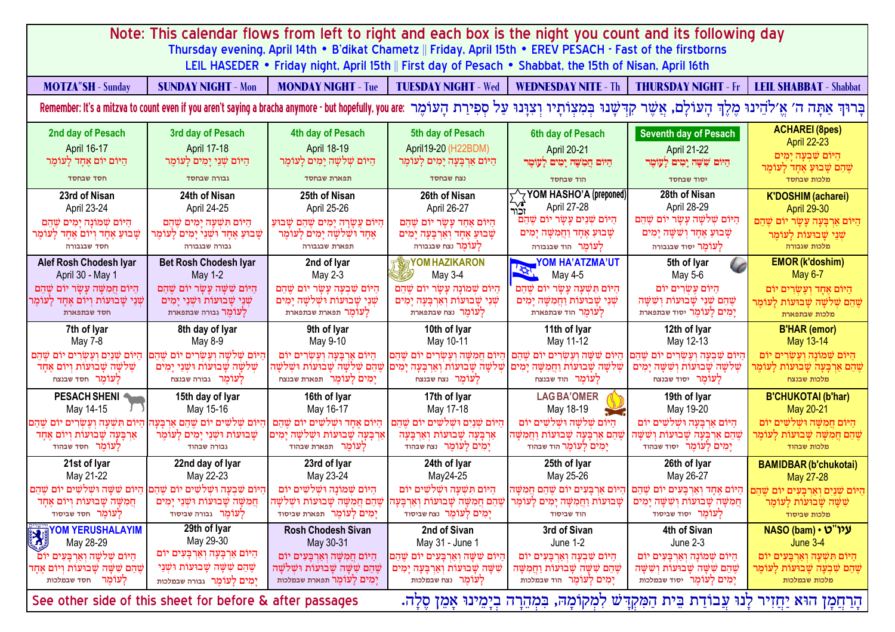# Note: This calendar flows from left to right and each box is the night you count and its following day

Thursday evening, April 14th • B'dikat Chametz || Friday, April 15th • EREV PESACH - Fast of the firstborns

LEIL HASEDER • Friday night, April 15th || First day of Pesach • Shabbat, the 15th of Nisan, April 16th

Remember: It's a mitzva to count even if you aren't saying a bracha anymore - but hopefully, you are: בָּרוּךְ אַתָּה ה׳ אֱלֹהֵינוּ מֶלֶךְ הָעוֹלָם, אֲשֶׁר קִדְּשָׁנוּ בְּמִצְוֹתָיו וְצִוָּנוּ עַל סְפִירַת הָעוֹמֶר

| MOTZA"SH - Sunday | SUNDAY NIGHT - Mon | MONDAY NIGHT - Tue | TUESDAY NIGHT - Wed | WEDNESDAY NITE - Th | THURSDAY NIGHT - Fr | LEIL SHABBAT - Shabbat |
|---|---|---|---|---|---|---|
| **2nd day of Pesach** April 16-17 הַיּוֹם יוֹם אֶחָד לָעוֹמֶר חסד שבחסד | **3rd day of Pesach** April 17-18 הַיּוֹם שְׁנֵי יָמִים לָעוֹמֶר גבורה שבחסד | **4th day of Pesach** April 18-19 הַיּוֹם שְׁלֹשָׁה יָמִים לָעוֹמֶר תפארת שבחסד | **5th day of Pesach** April19-20 (H22BDM) הַיּוֹם אַרְבָּעָה יָמִים לָעוֹמֶר נצח שבחסד | **6th day of Pesach** April 20-21 הַיּוֹם חֲמִשָּׁה יָמִים לָעוֹמֶר הוד שבחסד | **Seventh day of Pesach** April 21-22 הַיּוֹם שִׁשָּׁה יָמִים לָעוֹמֶר יסוד שבחסד | **ACHAREI (8pes)** April 22-23 הַיּוֹם שִׁבְעָה יָמִים שֶׁהֵם שָׁבוּעַ אֶחָד לָעוֹמֶר מלכות שבחסד |
| **23rd of Nisan** April 23-24 הַיּוֹם שְׁמוֹנָה יָמִים שֶׁהֵם שָׁבוּעַ אֶחָד וְיוֹם אֶחָד לָעוֹמֶר חסד שבגבורה | **24th of Nisan** April 24-25 הַיּוֹם תִּשְׁעָה יָמִים שֶׁהֵם שָׁבוּעַ אֶחָד וּשְׁנֵי יָמִים לָעוֹמֶר גבורה שבגבורה | **25th of Nisan** April 25-26 הַיּוֹם עֲשָׂרָה יָמִים שֶׁהֵם שָׁבוּעַ אֶחָד וּשְׁלֹשָׁה יָמִים לָעוֹמֶר תפארת שבגבורה | **26th of Nisan** April 26-27 הַיּוֹם אַחַד עָשָׂר יוֹם שֶׁהֵם שָׁבוּעַ אֶחָד וְאַרְבָּעָה יָמִים לָעוֹמֶר נצח שבגבורה | **YOM HASHO'A (preponed)** זכור April 27-28 הַיּוֹם שְׁנֵים עָשָׂר יוֹם שֶׁהֵם שָׁבוּעַ אֶחָד וַחֲמִשָּׁה יָמִים לָעוֹמֶר הוד שבגבורה | **28th of Nisan** April 28-29 הַיּוֹם שְׁלֹשָׁה עָשָׂר יוֹם שֶׁהֵם שָׁבוּעַ אֶחָד וְשִׁשָּׁה יָמִים לָעוֹמֶר יסוד שבגבורה | **K'DOSHIM (acharei)** April 29-30 הַיּוֹם אַרְבָּעָה עָשָׂר יוֹם שֶׁהֵם שְׁנֵי שָׁבוּעוֹת לָעוֹמֶר מלכות שבגבורה |
| **Alef Rosh Chodesh Iyar** April 30 - May 1 הַיּוֹם חֲמִשָּׁה עָשָׂר יוֹם שֶׁהֵם שְׁנֵי שָׁבוּעוֹת וְיוֹם אֶחָד לָעוֹמֶר חסד שבתפארת | **Bet Rosh Chodesh Iyar** May 1-2 הַיּוֹם שִׁשָּׁה עָשָׂר יוֹם שֶׁהֵם שְׁנֵי שָׁבוּעוֹת וּשְׁנֵי יָמִים לָעוֹמֶר גבורה שבתפארת | **2nd of Iyar** May 2-3 הַיּוֹם שִׁבְעָה עָשָׂר יוֹם שֶׁהֵם שְׁנֵי שָׁבוּעוֹת וּשְׁלֹשָׁה יָמִים לָעוֹמֶר תפארת שבתפארת | **YOM HAZIKARON** May 3-4 הַיּוֹם שְׁמוֹנָה עָשָׂר יוֹם שֶׁהֵם שְׁנֵי שָׁבוּעוֹת וְאַרְבָּעָה יָמִים לָעוֹמֶר נצח שבתפארת | **YOM HA'ATZMA'UT** May 4-5 הַיּוֹם תִּשְׁעָה עָשָׂר יוֹם שֶׁהֵם שְׁנֵי שָׁבוּעוֹת וַחֲמִשָּׁה יָמִים לָעוֹמֶר הוד שבתפארת | **5th of Iyar** May 5-6 הַיּוֹם עֶשְׂרִים יוֹם שֶׁהֵם שְׁנֵי שָׁבוּעוֹת וְשִׁשָּׁה יָמִים לָעוֹמֶר יסוד שבתפארת | **EMOR (k'doshim)** May 6-7 הַיּוֹם אֶחָד וְעֶשְׂרִים יוֹם שֶׁהֵם שְׁלֹשָׁה שָׁבוּעוֹת לָעוֹמֶר מלכות שבתפארת |
| **7th of Iyar** May 7-8 הַיּוֹם שְׁנַיִם וְעֶשְׂרִים יוֹם שֶׁהֵם שְׁלֹשָׁה שָׁבוּעוֹת וְיוֹם אֶחָד לָעוֹמֶר חסד שבנצח | **8th day of Iyar** May 8-9 הַיּוֹם שְׁלֹשָׁה וְעֶשְׂרִים יוֹם שֶׁהֵם שְׁלֹשָׁה שָׁבוּעוֹת וּשְׁנֵי יָמִים לָעוֹמֶר גבורה שבנצח | **9th of Iyar** May 9-10 הַיּוֹם אַרְבָּעָה וְעֶשְׂרִים יוֹם שֶׁהֵם שְׁלֹשָׁה שָׁבוּעוֹת וּשְׁלֹשָׁה יָמִים לָעוֹמֶר תפארת שבנצח | **10th of Iyar** May 10-11 הַיּוֹם חֲמִשָּׁה וְעֶשְׂרִים יוֹם שֶׁהֵם שְׁלֹשָׁה שָׁבוּעוֹת וְאַרְבָּעָה יָמִים לָעוֹמֶר נצח שבנצח | **11th of Iyar** May 11-12 הַיּוֹם שִׁשָּׁה וְעֶשְׂרִים יוֹם שֶׁהֵם שְׁלֹשָׁה שָׁבוּעוֹת וַחֲמִשָּׁה יָמִים לָעוֹמֶר הוד שבנצח | **12th of Iyar** May 12-13 הַיּוֹם שִׁבְעָה וְעֶשְׂרִים יוֹם שֶׁהֵם שְׁלֹשָׁה שָׁבוּעוֹת וְשִׁשָּׁה יָמִים לָעוֹמֶר יסוד שבנצח | **B'HAR (emor)** May 13-14 הַיּוֹם שְׁמוֹנָה וְעֶשְׂרִים יוֹם שֶׁהֵם אַרְבָּעָה שָׁבוּעוֹת לָעוֹמֶר מלכות שבנצח |
| **PESACH SHENI** May 14-15 הַיּוֹם תִּשְׁעָה וְעֶשְׂרִים יוֹם שֶׁהֵם אַרְבָּעָה שָׁבוּעוֹת וְיוֹם אֶחָד לָעוֹמֶר חסד שבהוד | **15th day of Iyar** May 15-16 הַיּוֹם שְׁלֹשִׁים יוֹם שֶׁהֵם אַרְבָּעָה שָׁבוּעוֹת וּשְׁנֵי יָמִים לָעוֹמֶר גבורה שבהוד | **16th of Iyar** May 16-17 הַיּוֹם אֶחָד וּשְׁלֹשִׁים יוֹם שֶׁהֵם אַרְבָּעָה שָׁבוּעוֹת וּשְׁלֹשָׁה יָמִים לָעוֹמֶר תפארת שבהוד | **17th of Iyar** May 17-18 הַיּוֹם שְׁנַיִם וּשְׁלֹשִׁים יוֹם שֶׁהֵם אַרְבָּעָה שָׁבוּעוֹת וְאַרְבָּעָה יָמִים לָעוֹמֶר נצח שבהוד | **LAG BA'OMER** May 18-19 הַיּוֹם שְׁלֹשָׁה וּשְׁלֹשִׁים יוֹם שֶׁהֵם אַרְבָּעָה שָׁבוּעוֹת וַחֲמִשָּׁה יָמִים לָעוֹמֶר הוד שבהוד | **19th of Iyar** May 19-20 הַיּוֹם אַרְבָּעָה וּשְׁלֹשִׁים יוֹם שֶׁהֵם אַרְבָּעָה שָׁבוּעוֹת וְשִׁשָּׁה יָמִים לָעוֹמֶר יסוד שבהוד | **B'CHUKOTAI (b'har)** May 20-21 הַיּוֹם חֲמִשָּׁה וּשְׁלֹשִׁים יוֹם שֶׁהֵם חֲמִשָּׁה שָׁבוּעוֹת לָעוֹמֶר מלכות שבהוד |
| **21st of Iyar** May 21-22 הַיּוֹם שִׁשָּׁה וּשְׁלֹשִׁים יוֹם שֶׁהֵם חֲמִשָּׁה שָׁבוּעוֹת וְיוֹם אֶחָד לָעוֹמֶר חסד שביסוד | **22nd day of Iyar** May 22-23 הַיּוֹם שִׁבְעָה וּשְׁלֹשִׁים יוֹם שֶׁהֵם חֲמִשָּׁה שָׁבוּעוֹת וּשְׁנֵי יָמִים לָעוֹמֶר גבורה שביסוד | **23rd of Iyar** May 23-24 הַיּוֹם שְׁמוֹנָה וּשְׁלֹשִׁים יוֹם שֶׁהֵם חֲמִשָּׁה שָׁבוּעוֹת וּשְׁלֹשָׁה יָמִים לָעוֹמֶר תפארת שביסוד | **24th of Iyar** May24-25 הַיּוֹם תִּשְׁעָה וּשְׁלֹשִׁים יוֹם שֶׁהֵם חֲמִשָּׁה שָׁבוּעוֹת וְאַרְבָּעָה יָמִים לָעוֹמֶר נצח שביסוד | **25th of Iyar** May 25-26 הַיּוֹם אַרְבָּעִים יוֹם שֶׁהֵם חֲמִשָּׁה שָׁבוּעוֹת וַחֲמִשָּׁה יָמִים לָעוֹמֶר הוד שביסוד | **26th of Iyar** May 26-27 הַיּוֹם אֶחָד וְאַרְבָּעִים יוֹם שֶׁהֵם חֲמִשָּׁה שָׁבוּעוֹת וְשִׁשָּׁה יָמִים לָעוֹמֶר יסוד שביסוד | **BAMIDBAR (b'chukotai)** May 27-28 הַיּוֹם שְׁנַיִם וְאַרְבָּעִים יוֹם שֶׁהֵם שִׁשָּׁה שָׁבוּעוֹת לָעוֹמֶר מלכות שביסוד |
| **YOM YERUSHALAYIM** May 28-29 הַיּוֹם שְׁלֹשָׁה וְאַרְבָּעִים יוֹם שֶׁהֵם שִׁשָּׁה שָׁבוּעוֹת וְיוֹם אֶחָד לָעוֹמֶר חסד שבמלכות | **29th of Iyar** May 29-30 הַיּוֹם אַרְבָּעָה וְאַרְבָּעִים יוֹם שֶׁהֵם שִׁשָּׁה שָׁבוּעוֹת וּשְׁנֵי יָמִים לָעוֹמֶר גבורה שבמלכות | **Rosh Chodesh Sivan** May 30-31 הַיּוֹם חֲמִשָּׁה וְאַרְבָּעִים יוֹם שֶׁהֵם שִׁשָּׁה שָׁבוּעוֹת וּשְׁלֹשָׁה יָמִים לָעוֹמֶר תפארת שבמלכות | **2nd of Sivan** May 31 - June 1 הַיּוֹם שִׁשָּׁה וְאַרְבָּעִים יוֹם שֶׁהֵם שִׁשָּׁה שָׁבוּעוֹת וְאַרְבָּעָה יָמִים לָעוֹמֶר נצח שבמלכות | **3rd of Sivan** June 1-2 הַיּוֹם שִׁבְעָה וְאַרְבָּעִים יוֹם שֶׁהֵם שִׁשָּׁה שָׁבוּעוֹת וַחֲמִשָּׁה יָמִים לָעוֹמֶר הוד שבמלכות | **4th of Sivan** June 2-3 הַיּוֹם שְׁמוֹנָה וְאַרְבָּעִים יוֹם שֶׁהֵם שִׁשָּׁה שָׁבוּעוֹת וְשִׁשָּׁה יָמִים לָעוֹמֶר יסוד שבמלכות | **NASO (bam) • עיו"ט** June 3-4 הַיּוֹם תִּשְׁעָה וְאַרְבָּעִים יוֹם שֶׁהֵם שִׁבְעָה שָׁבוּעוֹת לָעוֹמֶר מלכות שבמלכות |

See other side of this sheet for before & after passages

הָרַחֲמָן הוּא יַחֲזִיר לָנוּ עֲבוֹדַת בֵּית הַמִּקְדָּשׁ לִמְקוֹמָהּ, בִּמְהֵרָה בְיָמֵינוּ אָמֵן סֶלָה.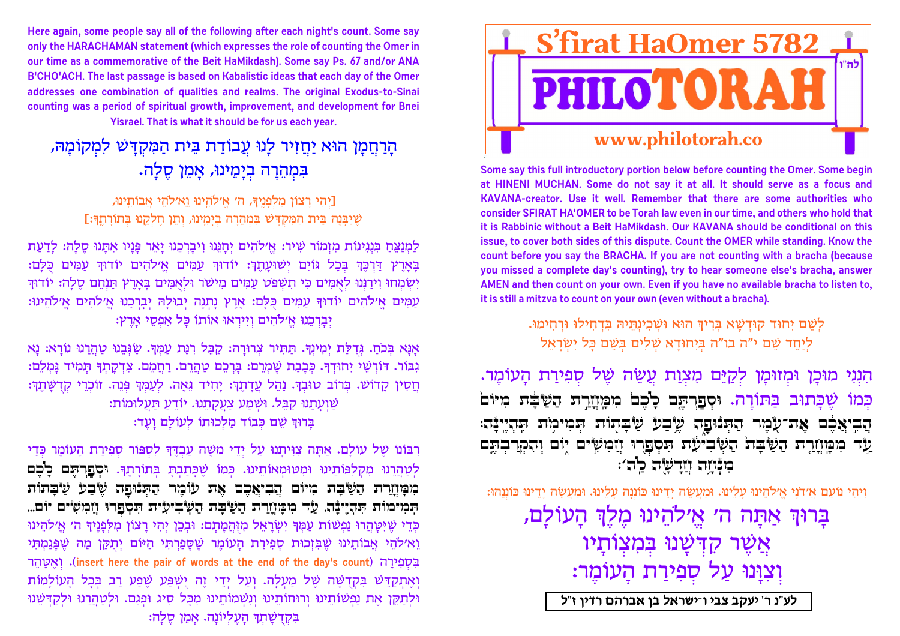Here again, some people say all of the following after each night's count. Some say only the HARACHAMAN statement (which expresses the role of counting the Omer in our time as a commemorative of the Beit HaMikdash). Some say Ps. 67 and/or ANA B'CHO'ACH. The last passage is based on Kabalistic ideas that each day of the Omer addresses one combination of qualities and realms. The original Exodus-to-Sinai counting was a period of spiritual growth, improvement, and development for Bnei Yisrael. That is what it should be for us each year.

## הָרַחֲמָן הוּא יַחֲזִיר לָנוּ עֲבוֹדַת בֵּית הַמִּקְדָּשׁ לִמְקוֹמָהּ, בִּמְהֵרָה בְיָמֵינוּ, אָמֵן סֶלָה.

[יְהִי רָצוֹן מִלְּפָנֶיךָ, ה' אֱלֹהֵינוּ וֵאלֹהֵי אֲבוֹתֵינוּ, שֶׁיִּבָּנֶה בֵּית הַמִּקְדָּשׁ בִּמְהֵרָה בְיָמֵינוּ, וְתֵן חֶלְקֵנוּ בְּתוֹרָתֶךָ:]

לַמְנַצֵּחַ בִּנְגִינֹת מִזְמוֹר שִׁיר: אֱלֹהִים יְחָנֵּנוּ וִיבָרְכֵנוּ יָאֵר פָּנָיו אִתָּנוּ סֶלָה: לָדַעַת בָּאָרֶץ דַּרְכֶּךָ בְּכָל גּוֹיִם יְשׁוּעָתֶךָ: יוֹדוּךָ עַמִּים אֱלֹהִים יוֹדוּךָ עַמִּים כֻּלָּם: יִשְׂמְחוּ וִירַנְּנוּ לְאֻמִּים כִּי תִשְׁפֹּט עַמִּים מִישׁוֹר וּלְאֻמִּים בָּאָרֶץ תַּנְחֵם סֶלָה: יוֹדוּךָ עַמִּים אֱלֹהִים יוֹדוּךָ עַמִּים כֻּלָּם: אֶרֶץ נָתְנָה יְבוּלָהּ יְבָרְכֵנוּ אֱלֹהִים אֱלֹהֵינוּ: יְבָרְכֵנוּ אֱלֹהִים וְיִירְאוּ אוֹתוֹ כָּל אַפְסֵי אָרֶץ:

אָנָּא בְּכֹחַ. גְּדֻלַּת יְמִינְךָ. תַּתִּיר צְרוּרָה: קַבֵּל רִנַּת עַמְּךָ. שַׂגְּבֵנוּ טַהֲרֵנוּ נוֹרָא: נָא גִבּוֹר. דּוֹרְשֵׁי יִחוּדְךָ. כְּבָבַת שָׁמְרֵם: בָּרְכֵם טַהֲרֵם. רַחֲמֵם. צִדְקָתְךָ תָּמִיד גָּמְלֵם: חֲסִין קָדוֹשׁ. בְּרוֹב טוּבְךָ. נַהֵל עֲדָתֶךָ: יָחִיד גֵּאֶה. לְעַמְּךָ פְּנֵה. זוֹכְרֵי קְדֻשָּׁתֶךָ: שַׁוְעָתֵנוּ קַבֵּל. וּשְׁמַע צַעֲקָתֵנוּ. יוֹדֵעַ תַּעֲלוּמוֹת: בָּרוּךְ שֵׁם כְּבוֹד מַלְכוּתוֹ לְעוֹלָם וָעֶד:

רִבּוֹנוֹ שֶׁל עוֹלָם. אַתָּה צִוִּיתָנוּ עַל יְדֵי מֹשֶׁה עַבְדְּךָ לִסְפּוֹר סְפִירַת הָעוֹמֶר כְּדֵי לְטַהֲרֵנוּ מִקְּלִפּוֹתֵינוּ וּמִטּוּמְאוֹתֵינוּ. כְּמוֹ שֶׁכָּתַבְתָּ בְּתוֹרָתֶךָ. **וּסְפַרְתֶּם לָכֶם מִמָּחֳרַת הַשַּׁבָּת מִיּוֹם הֲבִיאֲכֶם אֶת עֹמֶר הַתְּנוּפָה שֶׁבַע שַׁבָּתוֹת תְּמִימוֹת תִּהְיֶינָה. עַד מִמָּחֳרַת הַשַּׁבָּת הַשְּׁבִיעִית תִּסְפְּרוּ חֲמִשִּׁים יוֹם...** כְּדֵי שֶׁיִּטָּהֲרוּ נַפְשׁוֹת עַמְּךָ יִשְׂרָאֵל מִזֻּהֲמָתָם: וּבְכֵן יְהִי רָצוֹן מִלְּפָנֶיךָ ה' אֱלֹהֵינוּ וֵאלֹהֵי אֲבוֹתֵינוּ שֶׁבִּזְכוּת סְפִירַת הָעוֹמֶר שֶׁסָּפַרְתִּי הַיּוֹם יְתֻקַּן מַה שֶּׁפָּגַמְתִּי בִּסְפִירָה (insert here the pair of words at the end of the day's count). וְאֶטָּהֵר וְאֶתְקַדֵּשׁ בִּקְדֻשָּׁה שֶׁל מַעְלָה. וְעַל יְדֵי זֶה יֻשְׁפַּע שֶׁפַע רַב בְּכָל הָעוֹלָמוֹת וּלְתַקֵּן אֶת נַפְשׁוֹתֵינוּ וְרוּחוֹתֵינוּ וְנִשְׁמוֹתֵינוּ מִכָּל סִיג וּפְגַם. וּלְטַהֲרֵנוּ וּלְקַדְּשֵׁנוּ בִּקְדֻשָּׁתְךָ הָעֶלְיוֹנָה. אָמֵן סֶלָה:

# S'firat HaOmer 5782

לה"ו

**PHILOTORAH**

www.philotorah.co

Some say this full introductory portion below before counting the Omer. Some begin at HINENI MUCHAN. Some do not say it at all. It should serve as a focus and KAVANA-creator. Use it well. Remember that there are some authorities who consider SFIRAT HA'OMER to be Torah law even in our time, and others who hold that it is Rabbinic without a Beit HaMikdash. Our KAVANA should be conditional on this issue, to cover both sides of this dispute. Count the OMER while standing. Know the count before you say the BRACHA. If you are not counting with a bracha (because you missed a complete day's counting), try to hear someone else's bracha, answer AMEN and then count on your own. Even if you have no available bracha to listen to, it is still a mitzva to count on your own (even without a bracha).

לְשֵׁם יִחוּד קוּדְשָׁא בְּרִיךְ הוּא וּשְׁכִינְתֵּיהּ בִּדְחִילוּ וּרְחִימוּ. לְיַחֵד שֵׁם י"ה בו"ה בְּיִחוּדָא שְׁלִים בְּשֵׁם כָּל יִשְׂרָאֵל

## הִנְנִי מוּכָן וּמְזוּמָן לְקַיֵּם מִצְוַת עֲשֵׂה שֶׁל סְפִירַת הָעוֹמֶר. כְּמוֹ שֶׁכָּתוּב בַּתּוֹרָה. וּסְפַרְתֶּם לָכֶם מִמָּחֳרַת הַשַּׁבָּת מִיּוֹם הֲבִיאֲכֶם אֶת־עֹמֶר הַתְּנוּפָה שֶׁבַע שַׁבָּתוֹת תְּמִימֹת תִּהְיֶינָה: עַד מִמָּחֳרַת הַשַּׁבָּת הַשְּׁבִיעִת תִּסְפְּרוּ חֲמִשִּׁים יוֹם וְהִקְרַבְתֶּם מִנְחָה חֲדָשָׁה לַה':

וִיהִי נֹעַם אֲדֹנָי אֱלֹהֵינוּ עָלֵינוּ. וּמַעֲשֵׂה יָדֵינוּ כּוֹנְנָה עָלֵינוּ. וּמַעֲשֵׂה יָדֵינוּ כּוֹנְנֵהוּ:

# בָּרוּךְ אַתָּה ה' אֱלֹהֵינוּ מֶלֶךְ הָעוֹלָם, אֲשֶׁר קִדְּשָׁנוּ בְּמִצְוֹתָיו וְצִוָּנוּ עַל סְפִירַת הָעוֹמֶר:

**לע"נ ר' יעקב צבי ו־ישראל בן אברהם רדין ז"ל**